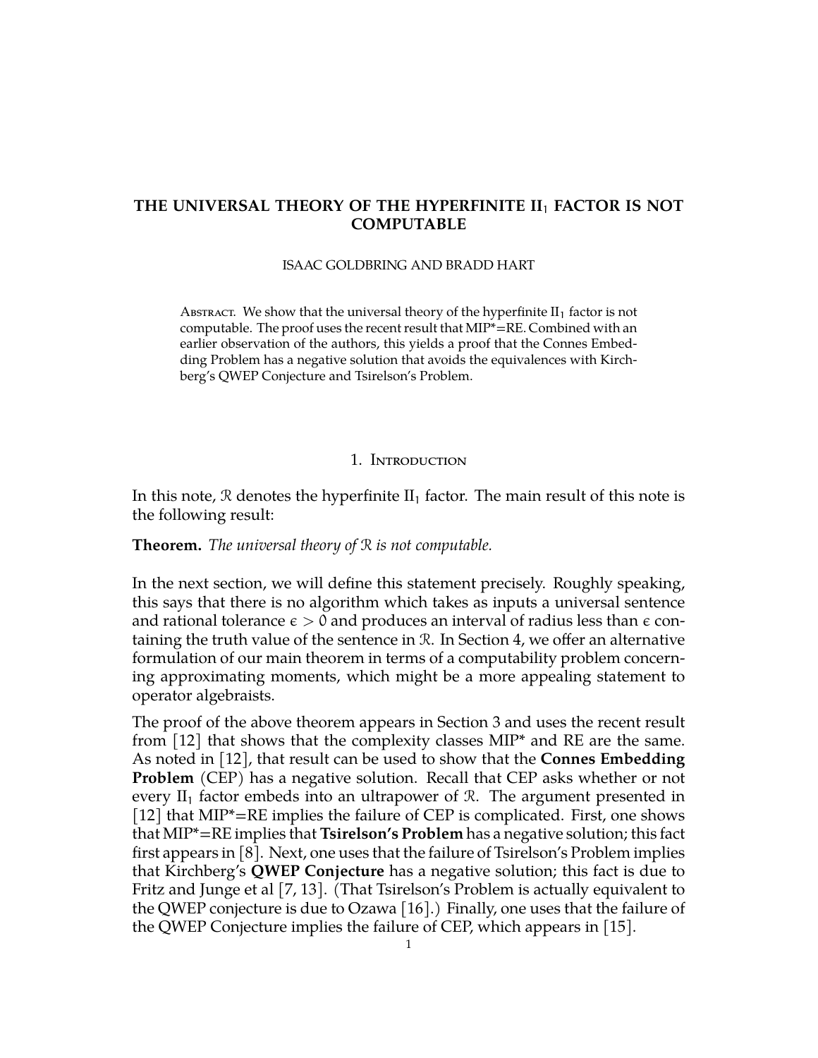# THE UNIVERSAL THEORY OF THE HYPERFINITE $\mathrm{II}_1$ FACTOR IS NOT COMPUTABLE

ISAAC GOLDBRING AND BRADD HART

Abstract. We show that the universal theory of the hyperfinite $\mathrm{II}_1$ factor is not computable. The proof uses the recent result that MIP*=RE. Combined with an earlier observation of the authors, this yields a proof that the Connes Embedding Problem has a negative solution that avoids the equivalences with Kirchberg's QWEP Conjecture and Tsirelson's Problem.

## 1. Introduction

In this note, $\mathcal{R}$ denotes the hyperfinite $\mathrm{II}_1$ factor. The main result of this note is the following result:

**Theorem.** *The universal theory of $\mathcal{R}$ is not computable.*

In the next section, we will define this statement precisely. Roughly speaking, this says that there is no algorithm which takes as inputs a universal sentence and rational tolerance $\epsilon > 0$ and produces an interval of radius less than $\epsilon$ containing the truth value of the sentence in $\mathcal{R}$. In Section 4, we offer an alternative formulation of our main theorem in terms of a computability problem concerning approximating moments, which might be a more appealing statement to operator algebraists.

The proof of the above theorem appears in Section 3 and uses the recent result from [12] that shows that the complexity classes MIP* and RE are the same. As noted in [12], that result can be used to show that the **Connes Embedding Problem** (CEP) has a negative solution. Recall that CEP asks whether or not every $\mathrm{II}_1$ factor embeds into an ultrapower of $\mathcal{R}$. The argument presented in [12] that MIP*=RE implies the failure of CEP is complicated. First, one shows that MIP*=RE implies that **Tsirelson's Problem** has a negative solution; this fact first appears in [8]. Next, one uses that the failure of Tsirelson's Problem implies that Kirchberg's **QWEP Conjecture** has a negative solution; this fact is due to Fritz and Junge et al [7, 13]. (That Tsirelson's Problem is actually equivalent to the QWEP conjecture is due to Ozawa [16].) Finally, one uses that the failure of the QWEP Conjecture implies the failure of CEP, which appears in [15].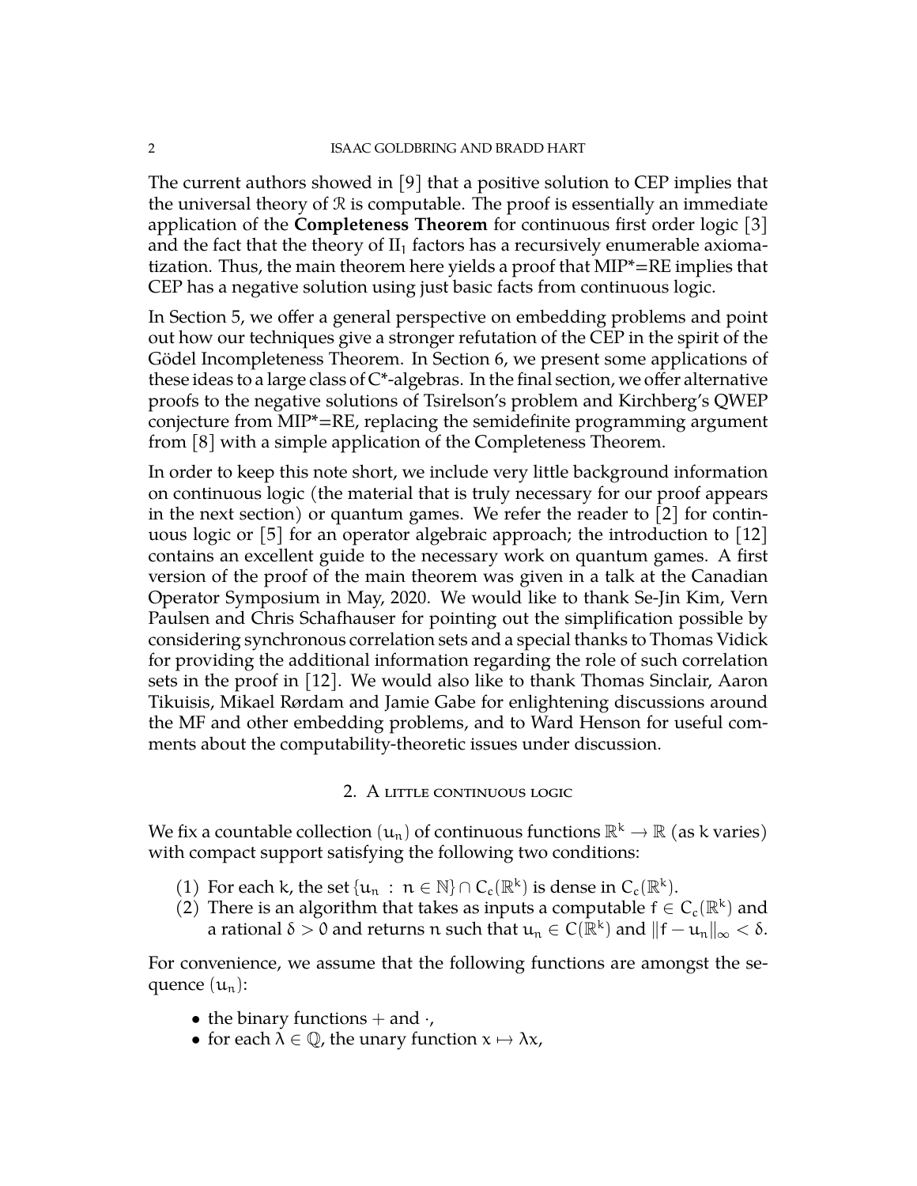The current authors showed in [9] that a positive solution to CEP implies that the universal theory of $\mathcal{R}$ is computable. The proof is essentially an immediate application of the **Completeness Theorem** for continuous first order logic [3] and the fact that the theory of $\mathrm{II}_1$ factors has a recursively enumerable axiomatization. Thus, the main theorem here yields a proof that MIP*=RE implies that CEP has a negative solution using just basic facts from continuous logic.

In Section 5, we offer a general perspective on embedding problems and point out how our techniques give a stronger refutation of the CEP in the spirit of the Gödel Incompleteness Theorem. In Section 6, we present some applications of these ideas to a large class of C*-algebras. In the final section, we offer alternative proofs to the negative solutions of Tsirelson's problem and Kirchberg's QWEP conjecture from MIP*=RE, replacing the semidefinite programming argument from [8] with a simple application of the Completeness Theorem.

In order to keep this note short, we include very little background information on continuous logic (the material that is truly necessary for our proof appears in the next section) or quantum games. We refer the reader to [2] for continuous logic or [5] for an operator algebraic approach; the introduction to [12] contains an excellent guide to the necessary work on quantum games. A first version of the proof of the main theorem was given in a talk at the Canadian Operator Symposium in May, 2020. We would like to thank Se-Jin Kim, Vern Paulsen and Chris Schafhauser for pointing out the simplification possible by considering synchronous correlation sets and a special thanks to Thomas Vidick for providing the additional information regarding the role of such correlation sets in the proof in [12]. We would also like to thank Thomas Sinclair, Aaron Tikuisis, Mikael Rørdam and Jamie Gabe for enlightening discussions around the MF and other embedding problems, and to Ward Henson for useful comments about the computability-theoretic issues under discussion.

## 2. A little continuous logic

We fix a countable collection $(u_n)$ of continuous functions $\mathbb{R}^k \to \mathbb{R}$ (as $k$ varies) with compact support satisfying the following two conditions:

1. For each $k$, the set $\{u_n : n \in \mathbb{N}\} \cap C_c(\mathbb{R}^k)$ is dense in $C_c(\mathbb{R}^k)$.
2. There is an algorithm that takes as inputs a computable $f \in C_c(\mathbb{R}^k)$ and a rational $\delta > 0$ and returns $n$ such that $u_n \in C(\mathbb{R}^k)$ and $\|f - u_n\|_\infty < \delta$.

For convenience, we assume that the following functions are amongst the sequence $(u_n)$:

- the binary functions $+$ and $\cdot$,
- for each $\lambda \in \mathbb{Q}$, the unary function $x \mapsto \lambda x$,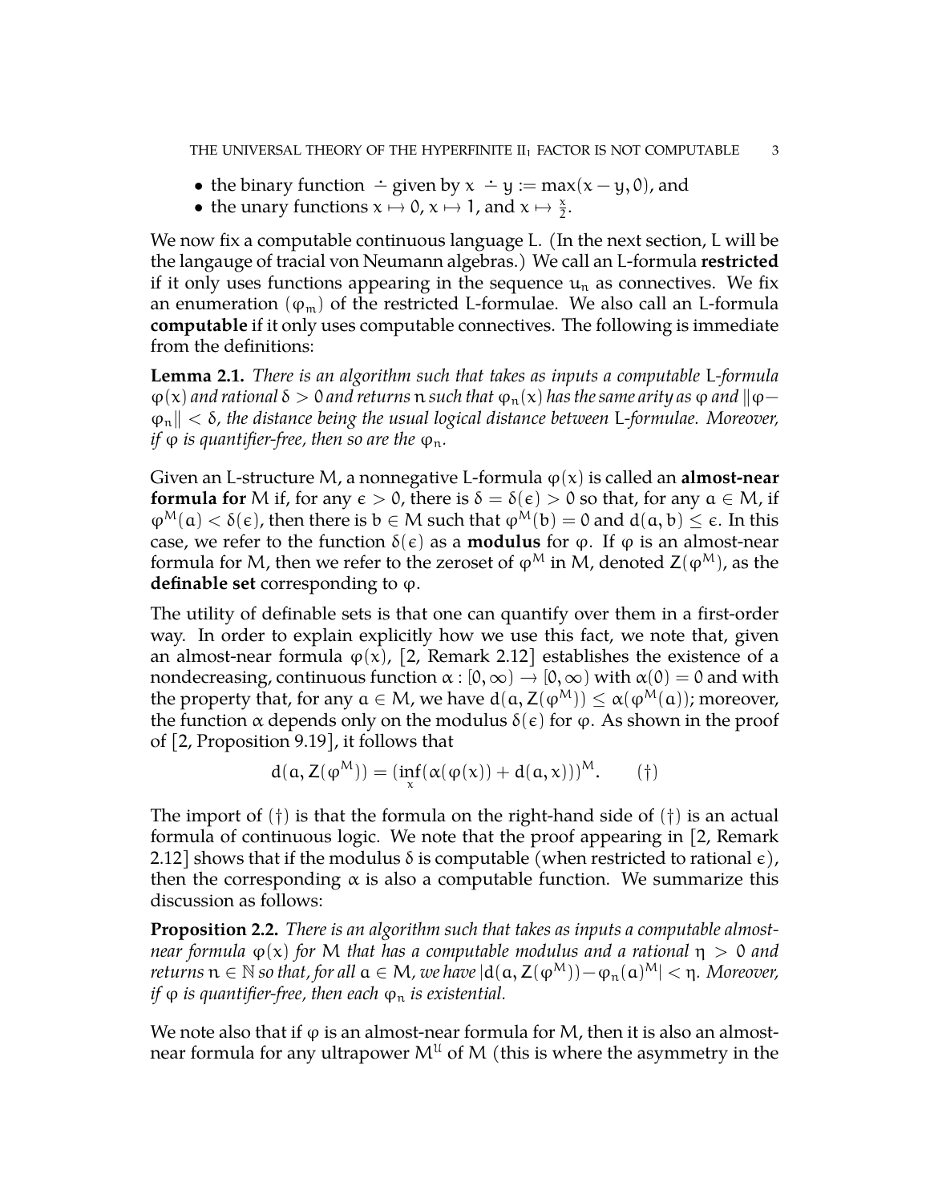- the binary function $\dot{-}$ given by $x \dot{-} y := \max(x - y, 0)$, and
- the unary functions $x \mapsto 0$, $x \mapsto 1$, and $x \mapsto \frac{x}{2}$.

We now fix a computable continuous language L. (In the next section, L will be the langauge of tracial von Neumann algebras.) We call an L-formula **restricted** if it only uses functions appearing in the sequence $u_n$ as connectives. We fix an enumeration $(\varphi_m)$ of the restricted L-formulae. We also call an L-formula **computable** if it only uses computable connectives. The following is immediate from the definitions:

**Lemma 2.1.** *There is an algorithm such that takes as inputs a computable L-formula $\varphi(x)$ and rational $\delta > 0$ and returns $n$ such that $\varphi_n(x)$ has the same arity as $\varphi$ and $\|\varphi - \varphi_n\| < \delta$, the distance being the usual logical distance between L-formulae. Moreover, if $\varphi$ is quantifier-free, then so are the $\varphi_n$.*

Given an L-structure M, a nonnegative L-formula $\varphi(x)$ is called an **almost-near formula for** M if, for any $\epsilon > 0$, there is $\delta = \delta(\epsilon) > 0$ so that, for any $a \in M$, if $\varphi^M(a) < \delta(\epsilon)$, then there is $b \in M$ such that $\varphi^M(b) = 0$ and $d(a, b) \leq \epsilon$. In this case, we refer to the function $\delta(\epsilon)$ as a **modulus** for $\varphi$. If $\varphi$ is an almost-near formula for M, then we refer to the zeroset of $\varphi^M$ in M, denoted $Z(\varphi^M)$, as the **definable set** corresponding to $\varphi$.

The utility of definable sets is that one can quantify over them in a first-order way. In order to explain explicitly how we use this fact, we note that, given an almost-near formula $\varphi(x)$, [2, Remark 2.12] establishes the existence of a nondecreasing, continuous function $\alpha : [0, \infty) \to [0, \infty)$ with $\alpha(0) = 0$ and with the property that, for any $a \in M$, we have $d(a, Z(\varphi^M)) \leq \alpha(\varphi^M(a))$; moreover, the function $\alpha$ depends only on the modulus $\delta(\epsilon)$ for $\varphi$. As shown in the proof of [2, Proposition 9.19], it follows that

$$d(a, Z(\varphi^M)) = (\inf_x(\alpha(\varphi(x)) + d(a, x)))^M. \qquad (\dagger)$$

The import of $(\dagger)$ is that the formula on the right-hand side of $(\dagger)$ is an actual formula of continuous logic. We note that the proof appearing in [2, Remark 2.12] shows that if the modulus $\delta$ is computable (when restricted to rational $\epsilon$), then the corresponding $\alpha$ is also a computable function. We summarize this discussion as follows:

**Proposition 2.2.** *There is an algorithm such that takes as inputs a computable almost-near formula $\varphi(x)$ for M that has a computable modulus and a rational $\eta > 0$ and returns $n \in \mathbb{N}$ so that, for all $a \in M$, we have $|d(a, Z(\varphi^M)) - \varphi_n(a)^M| < \eta$. Moreover, if $\varphi$ is quantifier-free, then each $\varphi_n$ is existential.*

We note also that if $\varphi$ is an almost-near formula for M, then it is also an almost-near formula for any ultrapower $M^{\mathcal{U}}$ of M (this is where the asymmetry in the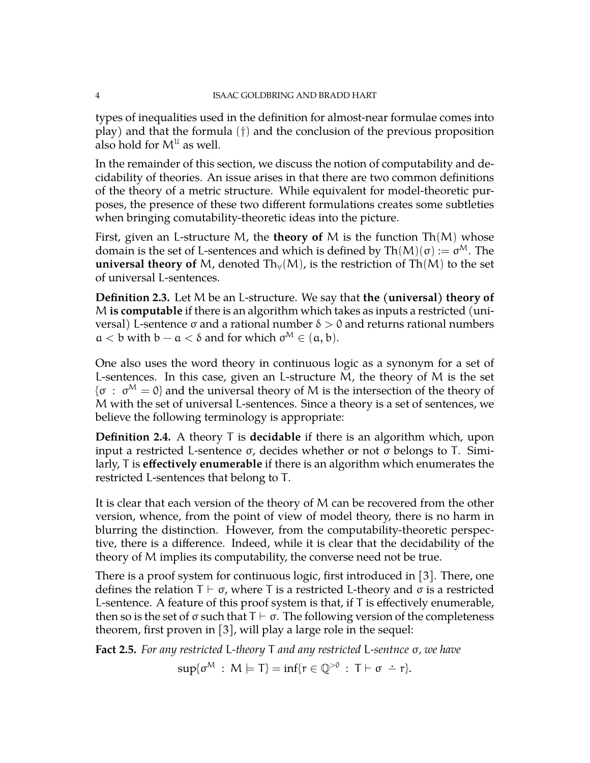types of inequalities used in the definition for almost-near formulae comes into play) and that the formula (†) and the conclusion of the previous proposition also hold for $M^{\mathcal{U}}$ as well.

In the remainder of this section, we discuss the notion of computability and decidability of theories. An issue arises in that there are two common definitions of the theory of a metric structure. While equivalent for model-theoretic purposes, the presence of these two different formulations creates some subtleties when bringing comutability-theoretic ideas into the picture.

First, given an L-structure M, the **theory of** M is the function $\mathrm{Th}(M)$ whose domain is the set of L-sentences and which is defined by $\mathrm{Th}(M)(\sigma) := \sigma^M$. The **universal theory of** M, denoted $\mathrm{Th}_\forall(M)$, is the restriction of $\mathrm{Th}(M)$ to the set of universal L-sentences.

**Definition 2.3.** Let M be an L-structure. We say that **the (universal) theory of** M **is computable** if there is an algorithm which takes as inputs a restricted (universal) L-sentence $\sigma$ and a rational number $\delta > 0$ and returns rational numbers $a < b$ with $b - a < \delta$ and for which $\sigma^M \in (a, b)$.

One also uses the word theory in continuous logic as a synonym for a set of L-sentences. In this case, given an L-structure M, the theory of M is the set $\{\sigma : \sigma^M = 0\}$ and the universal theory of M is the intersection of the theory of M with the set of universal L-sentences. Since a theory is a set of sentences, we believe the following terminology is appropriate:

**Definition 2.4.** A theory T is **decidable** if there is an algorithm which, upon input a restricted L-sentence $\sigma$, decides whether or not $\sigma$ belongs to T. Similarly, T is **effectively enumerable** if there is an algorithm which enumerates the restricted L-sentences that belong to T.

It is clear that each version of the theory of M can be recovered from the other version, whence, from the point of view of model theory, there is no harm in blurring the distinction. However, from the computability-theoretic perspective, there is a difference. Indeed, while it is clear that the decidability of the theory of M implies its computability, the converse need not be true.

There is a proof system for continuous logic, first introduced in [3]. There, one defines the relation $T \vdash \sigma$, where T is a restricted L-theory and $\sigma$ is a restricted L-sentence. A feature of this proof system is that, if T is effectively enumerable, then so is the set of $\sigma$ such that $T \vdash \sigma$. The following version of the completeness theorem, first proven in [3], will play a large role in the sequel:

**Fact 2.5.** *For any restricted* L*-theory* T *and any restricted* L*-sentnce* $\sigma$*, we have*

$$\sup\{\sigma^M : M \models T\} = \inf\{r \in \mathbb{Q}^{>0} : T \vdash \sigma \dot{-} r\}.$$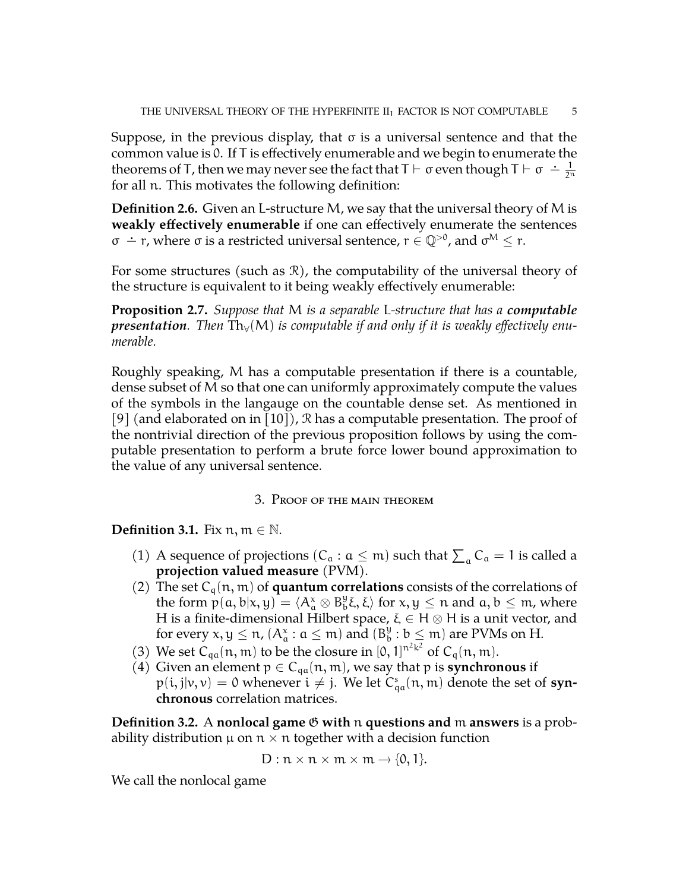Suppose, in the previous display, that $\sigma$ is a universal sentence and that the common value is 0. If T is effectively enumerable and we begin to enumerate the theorems of T, then we may never see the fact that $T \vdash \sigma$ even though $T \vdash \sigma \dot{-} \frac{1}{2^n}$ for all $n$. This motivates the following definition:

**Definition 2.6.** Given an L-structure M, we say that the universal theory of M is **weakly effectively enumerable** if one can effectively enumerate the sentences $\sigma \dot{-} r$, where $\sigma$ is a restricted universal sentence, $r \in \mathbb{Q}^{>0}$, and $\sigma^M \leq r$.

For some structures (such as $\mathcal{R}$), the computability of the universal theory of the structure is equivalent to it being weakly effectively enumerable:

**Proposition 2.7.** *Suppose that* M *is a separable* L*-structure that has a* ***computable presentation****. Then* $\mathrm{Th}_\forall(M)$ *is computable if and only if it is weakly effectively enumerable.*

Roughly speaking, M has a computable presentation if there is a countable, dense subset of M so that one can uniformly approximately compute the values of the symbols in the langauge on the countable dense set. As mentioned in [9] (and elaborated on in [10]), $\mathcal{R}$ has a computable presentation. The proof of the nontrivial direction of the previous proposition follows by using the computable presentation to perform a brute force lower bound approximation to the value of any universal sentence.

## 3. Proof of the main theorem

**Definition 3.1.** Fix $n, m \in \mathbb{N}$.

1. A sequence of projections $(C_a : a \leq m)$ such that $\sum_a C_a = 1$ is called a **projection valued measure** (PVM).
2. The set $C_q(n, m)$ of **quantum correlations** consists of the correlations of the form $p(a, b|x, y) = \langle A_a^x \otimes B_b^y \xi, \xi \rangle$ for $x, y \leq n$ and $a, b \leq m$, where H is a finite-dimensional Hilbert space, $\xi \in H \otimes H$ is a unit vector, and for every $x, y \leq n$, $(A_a^x : a \leq m)$ and $(B_b^y : b \leq m)$ are PVMs on H.
3. We set $C_{qa}(n, m)$ to be the closure in $[0, 1]^{n^2k^2}$ of $C_q(n, m)$.
4. Given an element $p \in C_{qa}(n, m)$, we say that $p$ is **synchronous** if $p(i, j|v, v) = 0$ whenever $i \neq j$. We let $C_{qa}^s(n, m)$ denote the set of **synchronous** correlation matrices.

**Definition 3.2.** A **nonlocal game** $\mathfrak{G}$ **with** $n$ **questions and** $m$ **answers** is a probability distribution $\mu$ on $n \times n$ together with a decision function

$$D : n \times n \times m \times m \to \{0, 1\}.$$

We call the nonlocal game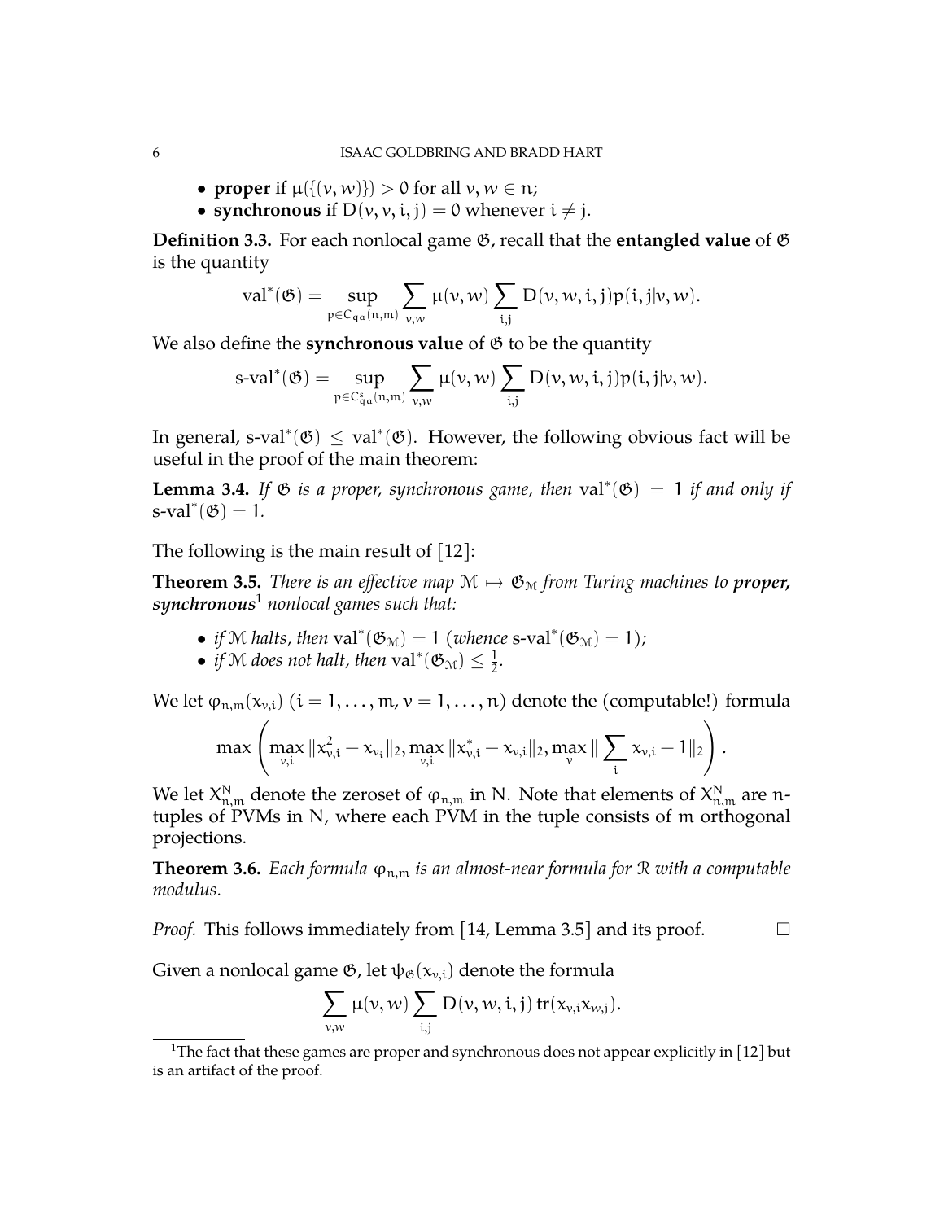- **proper** if $\mu(\{(v, w)\}) > 0$ for all $v, w \in n$;
- **synchronous** if $D(v, v, i, j) = 0$ whenever $i \neq j$.

**Definition 3.3.** For each nonlocal game $\mathfrak{G}$, recall that the **entangled value** of $\mathfrak{G}$ is the quantity

$$\text{val}^*(\mathfrak{G}) = \sup_{p \in C_{qa}(n,m)} \sum_{v,w} \mu(v, w) \sum_{i,j} D(v, w, i, j) p(i, j|v, w).$$

We also define the **synchronous value** of $\mathfrak{G}$ to be the quantity

$$\text{s-val}^*(\mathfrak{G}) = \sup_{p \in C^s_{qa}(n,m)} \sum_{v,w} \mu(v, w) \sum_{i,j} D(v, w, i, j) p(i, j|v, w).$$

In general, $\text{s-val}^*(\mathfrak{G}) \leq \text{val}^*(\mathfrak{G})$. However, the following obvious fact will be useful in the proof of the main theorem:

**Lemma 3.4.** *If $\mathfrak{G}$ is a proper, synchronous game, then $\text{val}^*(\mathfrak{G}) = 1$ if and only if $\text{s-val}^*(\mathfrak{G}) = 1$.*

The following is the main result of [12]:

**Theorem 3.5.** *There is an effective map $\mathcal{M} \mapsto \mathfrak{G}_{\mathcal{M}}$ from Turing machines to **proper, synchronous**[1] nonlocal games such that:*

- *if $\mathcal{M}$ halts, then $\text{val}^*(\mathfrak{G}_{\mathcal{M}}) = 1$ (whence $\text{s-val}^*(\mathfrak{G}_{\mathcal{M}}) = 1$);*
- *if $\mathcal{M}$ does not halt, then $\text{val}^*(\mathfrak{G}_{\mathcal{M}}) \leq \frac{1}{2}$.*

We let $\varphi_{n,m}(x_{v,i})$ ($i = 1, \ldots, m$, $v = 1, \ldots, n$) denote the (computable!) formula

$$\max \left( \max_{v,i} \|x_{v,i}^2 - x_{v_i}\|_2, \max_{v,i} \|x_{v,i}^* - x_{v,i}\|_2, \max_{v} \|\sum_i x_{v,i} - 1\|_2 \right).$$

We let $X^N_{n,m}$ denote the zeroset of $\varphi_{n,m}$ in $N$. Note that elements of $X^N_{n,m}$ are $n$-tuples of PVMs in $N$, where each PVM in the tuple consists of $m$ orthogonal projections.

**Theorem 3.6.** *Each formula $\varphi_{n,m}$ is an almost-near formula for $\mathcal{R}$ with a computable modulus.*

*Proof.* This follows immediately from [14, Lemma 3.5] and its proof. $\square$

Given a nonlocal game $\mathfrak{G}$, let $\psi_{\mathfrak{G}}(x_{v,i})$ denote the formula

$$\sum_{v,w} \mu(v, w) \sum_{i,j} D(v, w, i, j) \operatorname{tr}(x_{v,i} x_{w,j}).$$

[1] The fact that these games are proper and synchronous does not appear explicitly in [12] but is an artifact of the proof.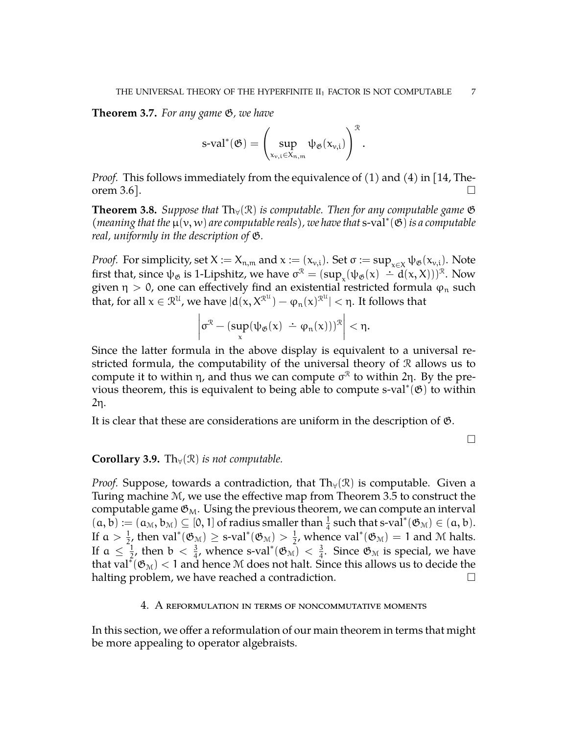**Theorem 3.7.** *For any game $\mathfrak{G}$, we have*

$$\text{s-val}^*(\mathfrak{G}) = \left( \sup_{x_{v,i} \in X_{n,m}} \psi_{\mathfrak{G}}(x_{v,i}) \right)^{\mathcal{R}}.$$

*Proof.* This follows immediately from the equivalence of (1) and (4) in [14, Theorem 3.6]. □

**Theorem 3.8.** *Suppose that $\mathrm{Th}_\forall(\mathcal{R})$ is computable. Then for any computable game $\mathfrak{G}$ (meaning that the $\mu(v, w)$ are computable reals), we have that $\text{s-val}^*(\mathfrak{G})$ is a computable real, uniformly in the description of $\mathfrak{G}$.*

*Proof.* For simplicity, set $X := X_{n,m}$ and $x := (x_{v,i})$. Set $\sigma := \sup_{x \in X} \psi_{\mathfrak{G}}(x_{v,i})$. Note first that, since $\psi_{\mathfrak{G}}$ is 1-Lipshitz, we have $\sigma^{\mathcal{R}} = (\sup_x (\psi_{\mathfrak{G}}(x) \dot{-} d(x, X)))^{\mathcal{R}}$. Now given $\eta > 0$, one can effectively find an existential restricted formula $\varphi_n$ such that, for all $x \in \mathcal{R}^{\mathcal{U}}$, we have $|d(x, X^{\mathcal{R}^{\mathcal{U}}}) - \varphi_n(x)^{\mathcal{R}^{\mathcal{U}}}| < \eta$. It follows that

$$\left| \sigma^{\mathcal{R}} - (\sup_x (\psi_{\mathfrak{G}}(x) \dot{-} \varphi_n(x)))^{\mathcal{R}} \right| < \eta.$$

Since the latter formula in the above display is equivalent to a universal restricted formula, the computability of the universal theory of $\mathcal{R}$ allows us to compute it to within $\eta$, and thus we can compute $\sigma^{\mathcal{R}}$ to within $2\eta$. By the previous theorem, this is equivalent to being able to compute $\text{s-val}^*(\mathfrak{G})$ to within $2\eta$.

It is clear that these are considerations are uniform in the description of $\mathfrak{G}$.

□

**Corollary 3.9.** *$\mathrm{Th}_\forall(\mathcal{R})$ is not computable.*

*Proof.* Suppose, towards a contradiction, that $\mathrm{Th}_\forall(\mathcal{R})$ is computable. Given a Turing machine $\mathcal{M}$, we use the effective map from Theorem 3.5 to construct the computable game $\mathfrak{G}_{\mathcal{M}}$. Using the previous theorem, we can compute an interval $(a, b) := (a_{\mathcal{M}}, b_{\mathcal{M}}) \subseteq [0, 1]$ of radius smaller than $\frac{1}{4}$ such that $\text{s-val}^*(\mathfrak{G}_{\mathcal{M}}) \in (a, b)$. If $a > \frac{1}{2}$, then $\text{val}^*(\mathfrak{G}_{\mathcal{M}}) \geq \text{s-val}^*(\mathfrak{G}_{\mathcal{M}}) > \frac{1}{2}$, whence $\text{val}^*(\mathfrak{G}_{\mathcal{M}}) = 1$ and $\mathcal{M}$ halts. If $a \leq \frac{1}{2}$, then $b < \frac{3}{4}$, whence $\text{s-val}^*(\mathfrak{G}_{\mathcal{M}}) < \frac{3}{4}$. Since $\mathfrak{G}_{\mathcal{M}}$ is special, we have that $\text{val}^*(\mathfrak{G}_{\mathcal{M}}) < 1$ and hence $\mathcal{M}$ does not halt. Since this allows us to decide the halting problem, we have reached a contradiction. □

## 4. A reformulation in terms of noncommutative moments

In this section, we offer a reformulation of our main theorem in terms that might be more appealing to operator algebraists.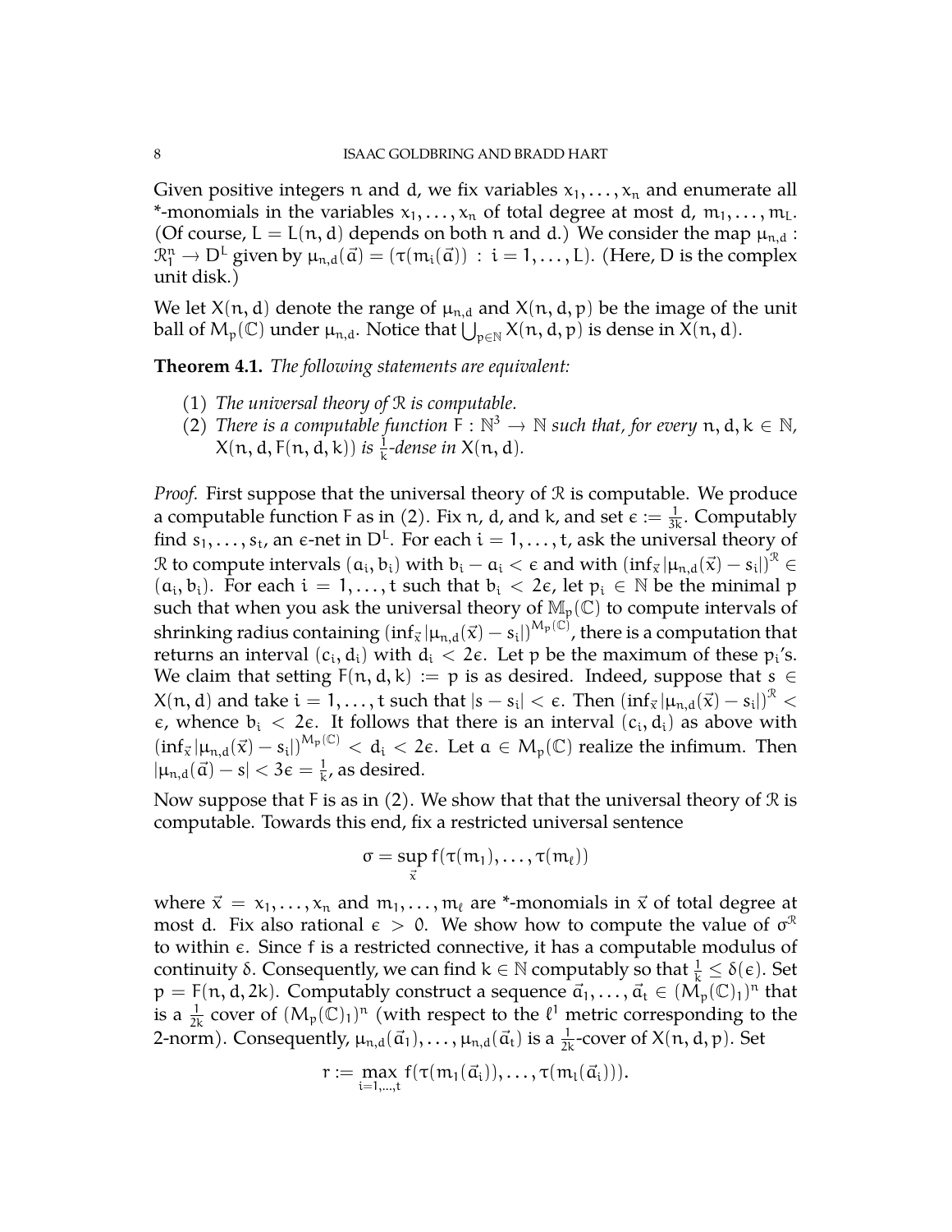Given positive integers $n$ and $d$, we fix variables $x_1, \ldots, x_n$ and enumerate all *-monomials in the variables $x_1, \ldots, x_n$ of total degree at most $d$, $m_1, \ldots, m_L$. (Of course, $L = L(n, d)$ depends on both $n$ and $d$.) We consider the map $\mu_{n,d} : \mathcal{R}_1^n \to D^L$ given by $\mu_{n,d}(\vec{a}) = (\tau(m_i(\vec{a})) : i = 1, \ldots, L)$. (Here, $D$ is the complex unit disk.)

We let $X(n, d)$ denote the range of $\mu_{n,d}$ and $X(n, d, p)$ be the image of the unit ball of $M_p(\mathbb{C})$ under $\mu_{n,d}$. Notice that $\bigcup_{p \in \mathbb{N}} X(n, d, p)$ is dense in $X(n, d)$.

**Theorem 4.1.** *The following statements are equivalent:*

1. *The universal theory of $\mathcal{R}$ is computable.*
2. *There is a computable function $F : \mathbb{N}^3 \to \mathbb{N}$ such that, for every $n, d, k \in \mathbb{N}$, $X(n, d, F(n, d, k))$ is $\frac{1}{k}$-dense in $X(n, d)$.*

*Proof.* First suppose that the universal theory of $\mathcal{R}$ is computable. We produce a computable function $F$ as in (2). Fix $n$, $d$, and $k$, and set $\epsilon := \frac{1}{3k}$. Computably find $s_1, \ldots, s_t$, an $\epsilon$-net in $D^L$. For each $i = 1, \ldots, t$, ask the universal theory of $\mathcal{R}$ to compute intervals $(a_i, b_i)$ with $b_i - a_i < \epsilon$ and with $(\inf_{\vec{x}} |\mu_{n,d}(\vec{x}) - s_i|)^{\mathcal{R}} \in (a_i, b_i)$. For each $i = 1, \ldots, t$ such that $b_i < 2\epsilon$, let $p_i \in \mathbb{N}$ be the minimal $p$ such that when you ask the universal theory of $\mathbb{M}_p(\mathbb{C})$ to compute intervals of shrinking radius containing $(\inf_{\vec{x}} |\mu_{n,d}(\vec{x}) - s_i|)^{M_p(\mathbb{C})}$, there is a computation that returns an interval $(c_i, d_i)$ with $d_i < 2\epsilon$. Let $p$ be the maximum of these $p_i$'s. We claim that setting $F(n, d, k) := p$ is as desired. Indeed, suppose that $s \in X(n, d)$ and take $i = 1, \ldots, t$ such that $|s - s_i| < \epsilon$. Then $(\inf_{\vec{x}} |\mu_{n,d}(\vec{x}) - s_i|)^{\mathcal{R}} < \epsilon$, whence $b_i < 2\epsilon$. It follows that there is an interval $(c_i, d_i)$ as above with $(\inf_{\vec{x}} |\mu_{n,d}(\vec{x}) - s_i|)^{M_p(\mathbb{C})} < d_i < 2\epsilon$. Let $a \in M_p(\mathbb{C})$ realize the infimum. Then $|\mu_{n,d}(\vec{a}) - s| < 3\epsilon = \frac{1}{k}$, as desired.

Now suppose that $F$ is as in (2). We show that that the universal theory of $\mathcal{R}$ is computable. Towards this end, fix a restricted universal sentence

$$\sigma = \sup_{\vec{x}} f(\tau(m_1), \ldots, \tau(m_\ell))$$

where $\vec{x} = x_1, \ldots, x_n$ and $m_1, \ldots, m_\ell$ are *-monomials in $\vec{x}$ of total degree at most $d$. Fix also rational $\epsilon > 0$. We show how to compute the value of $\sigma^{\mathcal{R}}$ to within $\epsilon$. Since $f$ is a restricted connective, it has a computable modulus of continuity $\delta$. Consequently, we can find $k \in \mathbb{N}$ computably so that $\frac{1}{k} \leq \delta(\epsilon)$. Set $p = F(n, d, 2k)$. Computably construct a sequence $\vec{a}_1, \ldots, \vec{a}_t \in (M_p(\mathbb{C})_1)^n$ that is a $\frac{1}{2k}$ cover of $(M_p(\mathbb{C})_1)^n$ (with respect to the $\ell^1$ metric corresponding to the 2-norm). Consequently, $\mu_{n,d}(\vec{a}_1), \ldots, \mu_{n,d}(\vec{a}_t)$ is a $\frac{1}{2k}$-cover of $X(n, d, p)$. Set

$$r := \max_{i=1,\ldots,t} f(\tau(m_1(\vec{a}_i)), \ldots, \tau(m_l(\vec{a}_i))).$$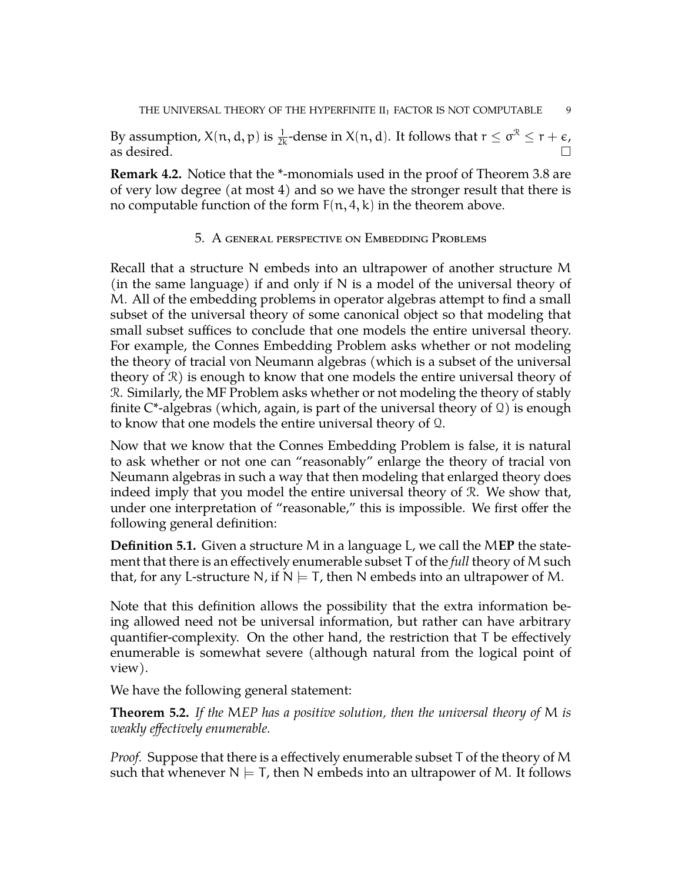By assumption, $X(n, d, p)$ is $\frac{1}{2k}$-dense in $X(n, d)$. It follows that $r \leq \sigma^{\mathcal{R}} \leq r + \epsilon$, as desired. □

**Remark 4.2.** Notice that the *-monomials used in the proof of Theorem 3.8 are of very low degree (at most 4) and so we have the stronger result that there is no computable function of the form $F(n, 4, k)$ in the theorem above.

## 5. A general perspective on Embedding Problems

Recall that a structure $N$ embeds into an ultrapower of another structure $M$ (in the same language) if and only if $N$ is a model of the universal theory of $M$. All of the embedding problems in operator algebras attempt to find a small subset of the universal theory of some canonical object so that modeling that small subset suffices to conclude that one models the entire universal theory. For example, the Connes Embedding Problem asks whether or not modeling the theory of tracial von Neumann algebras (which is a subset of the universal theory of $\mathcal{R}$) is enough to know that one models the entire universal theory of $\mathcal{R}$. Similarly, the MF Problem asks whether or not modeling the theory of stably finite C*-algebras (which, again, is part of the universal theory of $\mathcal{Q}$) is enough to know that one models the entire universal theory of $\mathcal{Q}$.

Now that we know that the Connes Embedding Problem is false, it is natural to ask whether or not one can "reasonably" enlarge the theory of tracial von Neumann algebras in such a way that then modeling that enlarged theory does indeed imply that you model the entire universal theory of $\mathcal{R}$. We show that, under one interpretation of "reasonable," this is impossible. We first offer the following general definition:

**Definition 5.1.** Given a structure $M$ in a language $L$, we call the $M$**EP** the statement that there is an effectively enumerable subset $T$ of the *full* theory of $M$ such that, for any $L$-structure $N$, if $N \models T$, then $N$ embeds into an ultrapower of $M$.

Note that this definition allows the possibility that the extra information being allowed need not be universal information, but rather can have arbitrary quantifier-complexity. On the other hand, the restriction that $T$ be effectively enumerable is somewhat severe (although natural from the logical point of view).

We have the following general statement:

**Theorem 5.2.** *If the $M$EP has a positive solution, then the universal theory of $M$ is weakly effectively enumerable.*

*Proof.* Suppose that there is a effectively enumerable subset $T$ of the theory of $M$ such that whenever $N \models T$, then $N$ embeds into an ultrapower of $M$. It follows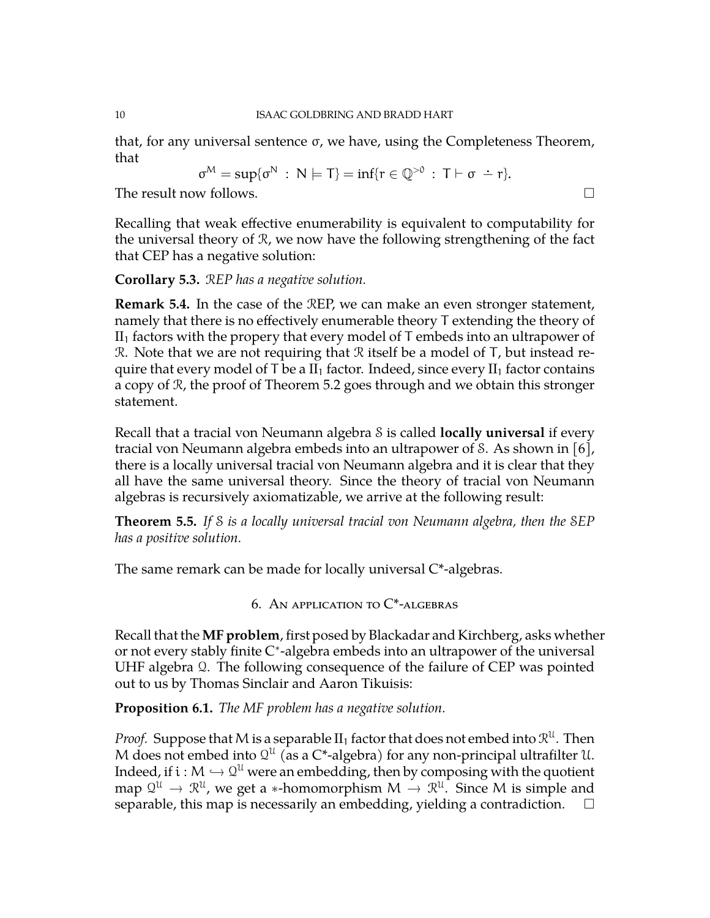that, for any universal sentence $\sigma$, we have, using the Completeness Theorem, that

$$\sigma^M = \sup\{\sigma^N : N \models T\} = \inf\{r \in \mathbb{Q}^{>0} : T \vdash \sigma \dot{-} r\}.$$

The result now follows. □

Recalling that weak effective enumerability is equivalent to computability for the universal theory of $\mathcal{R}$, we now have the following strengthening of the fact that CEP has a negative solution:

**Corollary 5.3.** *$\mathcal{R}$EP has a negative solution.*

**Remark 5.4.** In the case of the $\mathcal{R}$EP, we can make an even stronger statement, namely that there is no effectively enumerable theory $T$ extending the theory of $\mathrm{II}_1$ factors with the propery that every model of $T$ embeds into an ultrapower of $\mathcal{R}$. Note that we are not requiring that $\mathcal{R}$ itself be a model of $T$, but instead require that every model of $T$ be a $\mathrm{II}_1$ factor. Indeed, since every $\mathrm{II}_1$ factor contains a copy of $\mathcal{R}$, the proof of Theorem 5.2 goes through and we obtain this stronger statement.

Recall that a tracial von Neumann algebra $\mathcal{S}$ is called **locally universal** if every tracial von Neumann algebra embeds into an ultrapower of $\mathcal{S}$. As shown in [6], there is a locally universal tracial von Neumann algebra and it is clear that they all have the same universal theory. Since the theory of tracial von Neumann algebras is recursively axiomatizable, we arrive at the following result:

**Theorem 5.5.** *If $\mathcal{S}$ is a locally universal tracial von Neumann algebra, then the $\mathcal{S}$EP has a positive solution.*

The same remark can be made for locally universal C*-algebras.

## 6. An application to C*-algebras

Recall that the **MF problem**, first posed by Blackadar and Kirchberg, asks whether or not every stably finite C*-algebra embeds into an ultrapower of the universal UHF algebra $\mathcal{Q}$. The following consequence of the failure of CEP was pointed out to us by Thomas Sinclair and Aaron Tikuisis:

**Proposition 6.1.** *The MF problem has a negative solution.*

*Proof.* Suppose that $M$ is a separable $\mathrm{II}_1$ factor that does not embed into $\mathcal{R}^\mathcal{U}$. Then $M$ does not embed into $\mathcal{Q}^\mathcal{U}$ (as a C*-algebra) for any non-principal ultrafilter $\mathcal{U}$. Indeed, if $i : M \hookrightarrow \mathcal{Q}^\mathcal{U}$ were an embedding, then by composing with the quotient map $\mathcal{Q}^\mathcal{U} \to \mathcal{R}^\mathcal{U}$, we get a $*$-homomorphism $M \to \mathcal{R}^\mathcal{U}$. Since $M$ is simple and separable, this map is necessarily an embedding, yielding a contradiction. □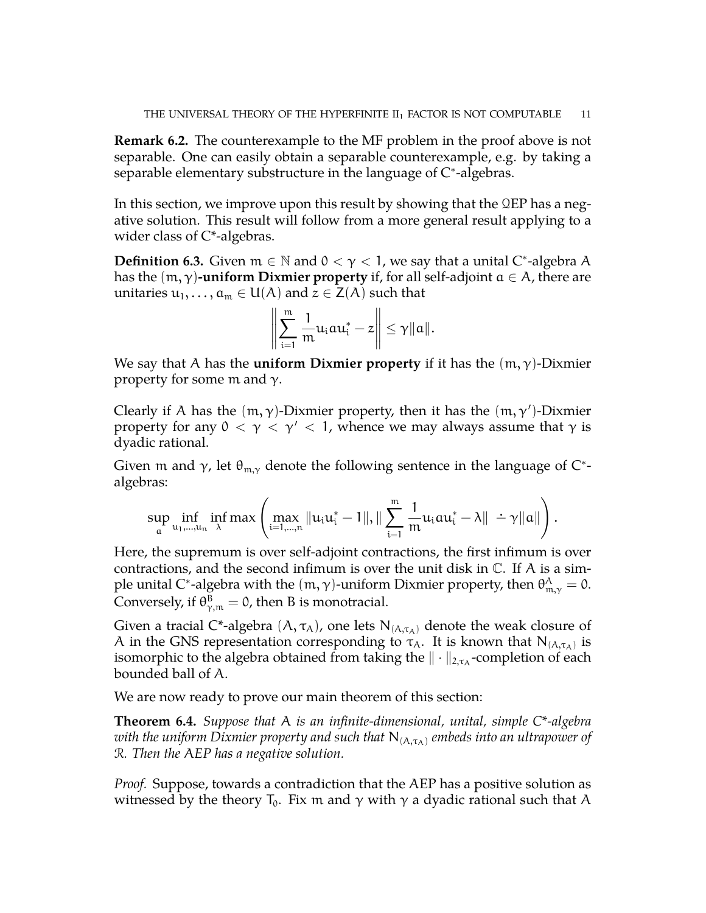**Remark 6.2.** The counterexample to the MF problem in the proof above is not separable. One can easily obtain a separable counterexample, e.g. by taking a separable elementary substructure in the language of C*-algebras.

In this section, we improve upon this result by showing that the $\mathcal{Q}$EP has a negative solution. This result will follow from a more general result applying to a wider class of C*-algebras.

**Definition 6.3.** Given $m \in \mathbb{N}$ and $0 < \gamma < 1$, we say that a unital C*-algebra $A$ has the $(m, \gamma)$**-uniform Dixmier property** if, for all self-adjoint $a \in A$, there are unitaries $u_1, \ldots, a_m \in U(A)$ and $z \in Z(A)$ such that

$$\left\| \sum_{i=1}^{m} \frac{1}{m} u_i a u_i^* - z \right\| \leq \gamma \|a\|.$$

We say that $A$ has the **uniform Dixmier property** if it has the $(m, \gamma)$-Dixmier property for some $m$ and $\gamma$.

Clearly if $A$ has the $(m, \gamma)$-Dixmier property, then it has the $(m, \gamma')$-Dixmier property for any $0 < \gamma < \gamma' < 1$, whence we may always assume that $\gamma$ is dyadic rational.

Given $m$ and $\gamma$, let $\theta_{m,\gamma}$ denote the following sentence in the language of C*-algebras:

$$\sup_{a} \inf_{u_1, \ldots, u_n} \inf_{\lambda} \max \left( \max_{i=1,\ldots,n} \|u_i u_i^* - 1\|, \| \sum_{i=1}^{m} \frac{1}{m} u_i a u_i^* - \lambda \| \dot{-} \gamma \|a\| \right).$$

Here, the supremum is over self-adjoint contractions, the first infimum is over contractions, and the second infimum is over the unit disk in $\mathbb{C}$. If $A$ is a simple unital C*-algebra with the $(m, \gamma)$-uniform Dixmier property, then $\theta^A_{m,\gamma} = 0$. Conversely, if $\theta^B_{\gamma,m} = 0$, then $B$ is monotracial.

Given a tracial C*-algebra $(A, \tau_A)$, one lets $N_{(A,\tau_A)}$ denote the weak closure of $A$ in the GNS representation corresponding to $\tau_A$. It is known that $N_{(A,\tau_A)}$ is isomorphic to the algebra obtained from taking the $\| \cdot \|_{2,\tau_A}$-completion of each bounded ball of $A$.

We are now ready to prove our main theorem of this section:

**Theorem 6.4.** *Suppose that $A$ is an infinite-dimensional, unital, simple C*-algebra with the uniform Dixmier property and such that $N_{(A,\tau_A)}$ embeds into an ultrapower of $\mathcal{R}$. Then the AEP has a negative solution.*

*Proof.* Suppose, towards a contradiction that the AEP has a positive solution as witnessed by the theory $T_0$. Fix $m$ and $\gamma$ with $\gamma$ a dyadic rational such that $A$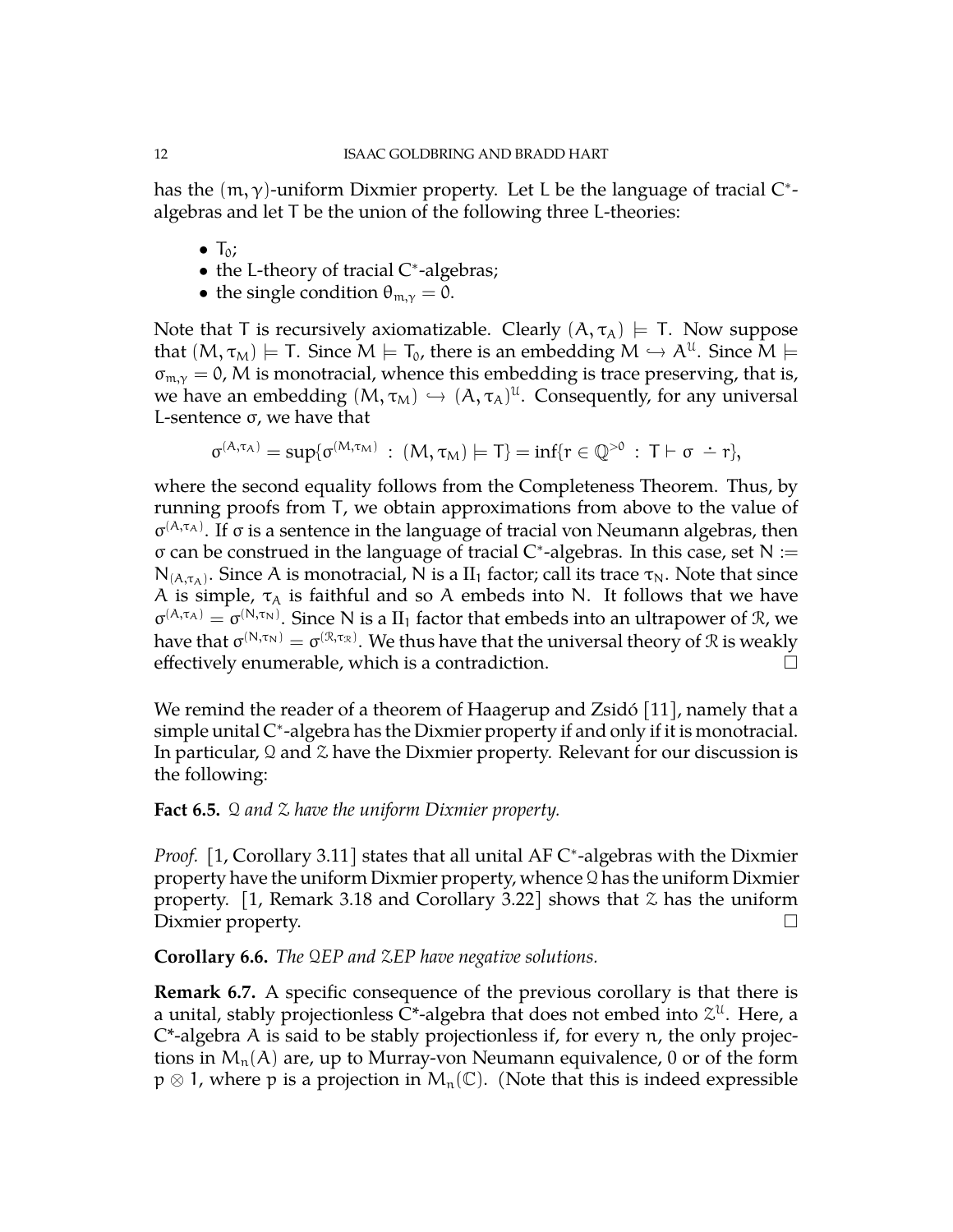has the $(m, \gamma)$-uniform Dixmier property. Let L be the language of tracial C*-algebras and let T be the union of the following three L-theories:

- $T_0$;
- the L-theory of tracial C*-algebras;
- the single condition $\theta_{m,\gamma} = 0$.

Note that T is recursively axiomatizable. Clearly $(A, \tau_A) \models T$. Now suppose that $(M, \tau_M) \models T$. Since $M \models T_0$, there is an embedding $M \hookrightarrow A^{\mathcal{U}}$. Since $M \models \sigma_{m,\gamma} = 0$, M is monotracial, whence this embedding is trace preserving, that is, we have an embedding $(M, \tau_M) \hookrightarrow (A, \tau_A)^{\mathcal{U}}$. Consequently, for any universal L-sentence $\sigma$, we have that

$$\sigma^{(A,\tau_A)} = \sup\{\sigma^{(M,\tau_M)} \ : \ (M, \tau_M) \models T\} = \inf\{r \in \mathbb{Q}^{>0} \ : \ T \vdash \sigma \dot{-} r\},$$

where the second equality follows from the Completeness Theorem. Thus, by running proofs from T, we obtain approximations from above to the value of $\sigma^{(A,\tau_A)}$. If $\sigma$ is a sentence in the language of tracial von Neumann algebras, then $\sigma$ can be construed in the language of tracial C*-algebras. In this case, set $N := N_{(A,\tau_A)}$. Since A is monotracial, N is a $\mathrm{II}_1$ factor; call its trace $\tau_N$. Note that since A is simple, $\tau_A$ is faithful and so A embeds into N. It follows that we have $\sigma^{(A,\tau_A)} = \sigma^{(N,\tau_N)}$. Since N is a $\mathrm{II}_1$ factor that embeds into an ultrapower of $\mathcal{R}$, we have that $\sigma^{(N,\tau_N)} = \sigma^{(\mathcal{R},\tau_{\mathcal{R}})}$. We thus have that the universal theory of $\mathcal{R}$ is weakly effectively enumerable, which is a contradiction. □

We remind the reader of a theorem of Haagerup and Zsidó [11], namely that a simple unital C*-algebra has the Dixmier property if and only if it is monotracial. In particular, $\mathcal{Q}$ and $\mathcal{Z}$ have the Dixmier property. Relevant for our discussion is the following:

**Fact 6.5.** *$\mathcal{Q}$ and $\mathcal{Z}$ have the uniform Dixmier property.*

*Proof.* [1, Corollary 3.11] states that all unital AF C*-algebras with the Dixmier property have the uniform Dixmier property, whence $\mathcal{Q}$ has the uniform Dixmier property. [1, Remark 3.18 and Corollary 3.22] shows that $\mathcal{Z}$ has the uniform Dixmier property. □

**Corollary 6.6.** *The $\mathcal{Q}$EP and $\mathcal{Z}$EP have negative solutions.*

**Remark 6.7.** A specific consequence of the previous corollary is that there is a unital, stably projectionless C*-algebra that does not embed into $\mathcal{Z}^{\mathcal{U}}$. Here, a C*-algebra A is said to be stably projectionless if, for every n, the only projections in $M_n(A)$ are, up to Murray-von Neumann equivalence, 0 or of the form $p \otimes 1$, where p is a projection in $M_n(\mathbb{C})$. (Note that this is indeed expressible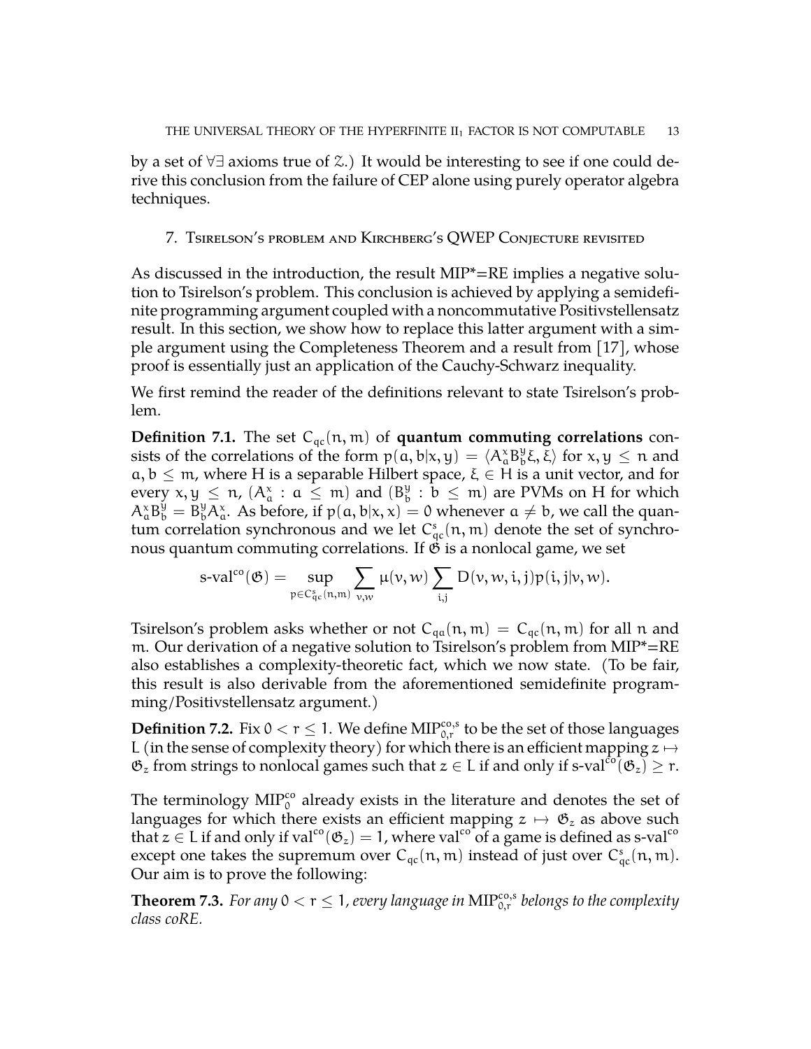by a set of $\forall\exists$ axioms true of $\mathcal{Z}$.) It would be interesting to see if one could derive this conclusion from the failure of CEP alone using purely operator algebra techniques.

## 7. Tsirelson's problem and Kirchberg's QWEP Conjecture revisited

As discussed in the introduction, the result MIP*=RE implies a negative solution to Tsirelson's problem. This conclusion is achieved by applying a semidefinite programming argument coupled with a noncommutative Positivstellensatz result. In this section, we show how to replace this latter argument with a simple argument using the Completeness Theorem and a result from [17], whose proof is essentially just an application of the Cauchy-Schwarz inequality.

We first remind the reader of the definitions relevant to state Tsirelson's problem.

**Definition 7.1.** The set $C_{qc}(n, m)$ of **quantum commuting correlations** consists of the correlations of the form $p(a, b|x, y) = \langle A^x_a B^y_b \xi, \xi\rangle$ for $x, y \leq n$ and $a, b \leq m$, where H is a separable Hilbert space, $\xi \in H$ is a unit vector, and for every $x, y \leq n$, $(A^x_a : a \leq m)$ and $(B^y_b : b \leq m)$ are PVMs on H for which $A^x_a B^y_b = B^y_b A^x_a$. As before, if $p(a, b|x, x) = 0$ whenever $a \neq b$, we call the quantum correlation synchronous and we let $C^s_{qc}(n, m)$ denote the set of synchronous quantum commuting correlations. If $\mathfrak{G}$ is a nonlocal game, we set

$$\text{s-val}^{co}(\mathfrak{G}) = \sup_{p \in C^s_{qc}(n,m)} \sum_{v,w} \mu(v, w) \sum_{i,j} D(v, w, i, j) p(i, j|v, w).$$

Tsirelson's problem asks whether or not $C_{qa}(n, m) = C_{qc}(n, m)$ for all $n$ and $m$. Our derivation of a negative solution to Tsirelson's problem from MIP*=RE also establishes a complexity-theoretic fact, which we now state. (To be fair, this result is also derivable from the aforementioned semidefinite programming/Positivstellensatz argument.)

**Definition 7.2.** Fix $0 < r \leq 1$. We define $\text{MIP}^{co,s}_{0,r}$ to be the set of those languages L (in the sense of complexity theory) for which there is an efficient mapping $z \mapsto \mathfrak{G}_z$ from strings to nonlocal games such that $z \in L$ if and only if $\text{s-val}^{co}(\mathfrak{G}_z) \geq r$.

The terminology $\text{MIP}^{co}_0$ already exists in the literature and denotes the set of languages for which there exists an efficient mapping $z \mapsto \mathfrak{G}_z$ as above such that $z \in L$ if and only if $\text{val}^{co}(\mathfrak{G}_z) = 1$, where $\text{val}^{co}$ of a game is defined as $\text{s-val}^{co}$ except one takes the supremum over $C_{qc}(n, m)$ instead of just over $C^s_{qc}(n, m)$. Our aim is to prove the following:

**Theorem 7.3.** *For any $0 < r \leq 1$, every language in $\text{MIP}^{co,s}_{0,r}$ belongs to the complexity class coRE.*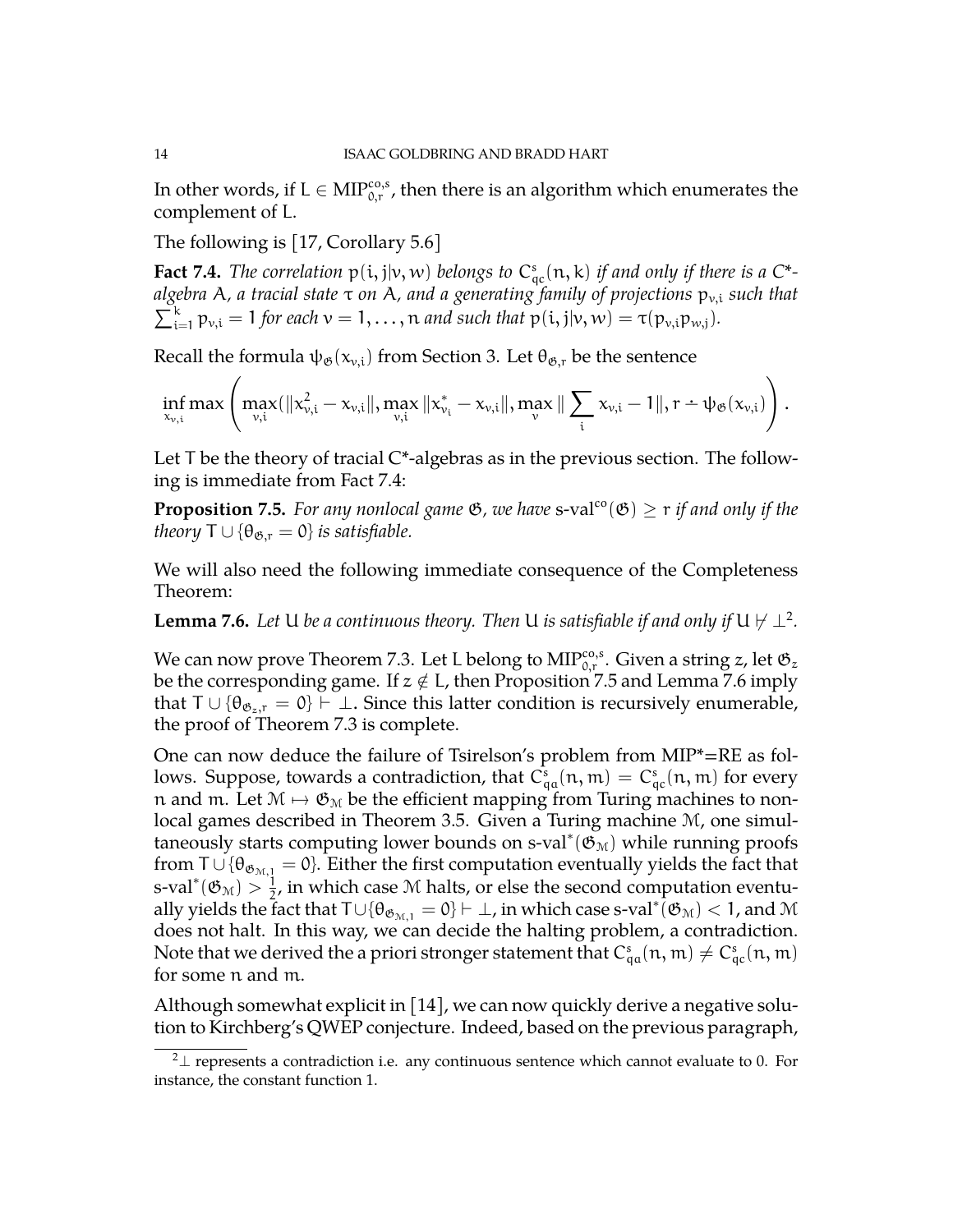In other words, if $L \in \text{MIP}^{co,s}_{0,r}$, then there is an algorithm which enumerates the complement of L.

The following is [17, Corollary 5.6]

**Fact 7.4.** *The correlation $p(i,j|v,w)$ belongs to $C^s_{qc}(n,k)$ if and only if there is a C\*-algebra A, a tracial state $\tau$ on A, and a generating family of projections $p_{v,i}$ such that $\sum_{i=1}^k p_{v,i} = 1$ for each $v = 1, \ldots, n$ and such that $p(i,j|v,w) = \tau(p_{v,i}p_{w,j})$.*

Recall the formula $\psi_{\mathfrak{G}}(x_{v,i})$ from Section 3. Let $\theta_{\mathfrak{G},r}$ be the sentence

$$\inf_{x_{v,i}} \max\left(\max_{v,i}(\|x_{v,i}^2 - x_{v,i}\|, \max_{v,i}\|x_{v_i}^* - x_{v,i}\|, \max_{v}\|\sum_i x_{v,i} - 1\|, r \dot{-} \psi_{\mathfrak{G}}(x_{v,i})\right).$$

Let T be the theory of tracial C\*-algebras as in the previous section. The following is immediate from Fact 7.4:

**Proposition 7.5.** *For any nonlocal game $\mathfrak{G}$, we have $\text{s-val}^{co}(\mathfrak{G}) \geq r$ if and only if the theory $T \cup \{\theta_{\mathfrak{G},r} = 0\}$ is satisfiable.*

We will also need the following immediate consequence of the Completeness Theorem:

**Lemma 7.6.** *Let U be a continuous theory. Then U is satisfiable if and only if $U \not\vdash \perp$[2].*

We can now prove Theorem 7.3. Let L belong to $\text{MIP}^{co,s}_{0,r}$. Given a string $z$, let $\mathfrak{G}_z$ be the corresponding game. If $z \notin L$, then Proposition 7.5 and Lemma 7.6 imply that $T \cup \{\theta_{\mathfrak{G}_z,r} = 0\} \vdash \perp$. Since this latter condition is recursively enumerable, the proof of Theorem 7.3 is complete.

One can now deduce the failure of Tsirelson's problem from MIP\*=RE as follows. Suppose, towards a contradiction, that $C^s_{qa}(n,m) = C^s_{qc}(n,m)$ for every n and m. Let $\mathcal{M} \mapsto \mathfrak{G}_{\mathcal{M}}$ be the efficient mapping from Turing machines to nonlocal games described in Theorem 3.5. Given a Turing machine $\mathcal{M}$, one simultaneously starts computing lower bounds on $\text{s-val}^*(\mathfrak{G}_{\mathcal{M}})$ while running proofs from $T \cup \{\theta_{\mathfrak{G}_{\mathcal{M}},1} = 0\}$. Either the first computation eventually yields the fact that $\text{s-val}^*(\mathfrak{G}_{\mathcal{M}}) > \frac{1}{2}$, in which case $\mathcal{M}$ halts, or else the second computation eventually yields the fact that $T \cup \{\theta_{\mathfrak{G}_{\mathcal{M}},1} = 0\} \vdash \perp$, in which case $\text{s-val}^*(\mathfrak{G}_{\mathcal{M}}) < 1$, and $\mathcal{M}$ does not halt. In this way, we can decide the halting problem, a contradiction. Note that we derived the a priori stronger statement that $C^s_{qa}(n,m) \neq C^s_{qc}(n,m)$ for some n and m.

Although somewhat explicit in [14], we can now quickly derive a negative solution to Kirchberg's QWEP conjecture. Indeed, based on the previous paragraph,

[2] $\perp$ represents a contradiction i.e. any continuous sentence which cannot evaluate to 0. For instance, the constant function 1.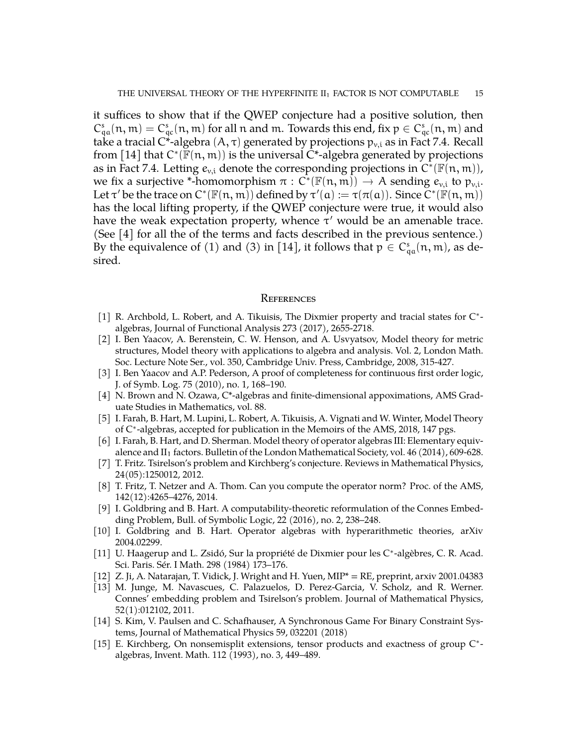it suffices to show that if the QWEP conjecture had a positive solution, then $C^s_{qa}(n,m) = C^s_{qc}(n,m)$ for all $n$ and $m$. Towards this end, fix $p \in C^s_{qc}(n,m)$ and take a tracial C*-algebra $(A,\tau)$ generated by projections $p_{v,i}$ as in Fact 7.4. Recall from [14] that $C^*(\mathbb{F}(n,m))$ is the universal C*-algebra generated by projections as in Fact 7.4. Letting $e_{v,i}$ denote the corresponding projections in $C^*(\mathbb{F}(n,m))$, we fix a surjective *-homomorphism $\pi : C^*(\mathbb{F}(n,m)) \to A$ sending $e_{v,i}$ to $p_{v,i}$. Let $\tau'$ be the trace on $C^*(\mathbb{F}(n,m))$ defined by $\tau'(a) := \tau(\pi(a))$. Since $C^*(\mathbb{F}(n,m))$ has the local lifting property, if the QWEP conjecture were true, it would also have the weak expectation property, whence $\tau'$ would be an amenable trace. (See [4] for all the of the terms and facts described in the previous sentence.) By the equivalence of (1) and (3) in [14], it follows that $p \in C^s_{qa}(n,m)$, as desired.

## References

[1] R. Archbold, L. Robert, and A. Tikuisis, The Dixmier property and tracial states for C*-algebras, Journal of Functional Analysis 273 (2017), 2655-2718.

[2] I. Ben Yaacov, A. Berenstein, C. W. Henson, and A. Usvyatsov, Model theory for metric structures, Model theory with applications to algebra and analysis. Vol. 2, London Math. Soc. Lecture Note Ser., vol. 350, Cambridge Univ. Press, Cambridge, 2008, 315-427.

[3] I. Ben Yaacov and A.P. Pederson, A proof of completeness for continuous first order logic, J. of Symb. Log. 75 (2010), no. 1, 168–190.

[4] N. Brown and N. Ozawa, C*-algebras and finite-dimensional appoximations, AMS Graduate Studies in Mathematics, vol. 88.

[5] I. Farah, B. Hart, M. Lupini, L. Robert, A. Tikuisis, A. Vignati and W. Winter, Model Theory of C*-algebras, accepted for publication in the Memoirs of the AMS, 2018, 147 pgs.

[6] I. Farah, B. Hart, and D. Sherman. Model theory of operator algebras III: Elementary equivalence and II$_1$ factors. Bulletin of the London Mathematical Society, vol. 46 (2014), 609-628.

[7] T. Fritz. Tsirelson's problem and Kirchberg's conjecture. Reviews in Mathematical Physics, 24(05):1250012, 2012.

[8] T. Fritz, T. Netzer and A. Thom. Can you compute the operator norm? Proc. of the AMS, 142(12):4265–4276, 2014.

[9] I. Goldbring and B. Hart. A computability-theoretic reformulation of the Connes Embedding Problem, Bull. of Symbolic Logic, 22 (2016), no. 2, 238–248.

[10] I. Goldbring and B. Hart. Operator algebras with hyperarithmetic theories, arXiv 2004.02299.

[11] U. Haagerup and L. Zsidó, Sur la propriété de Dixmier pour les C*-algèbres, C. R. Acad. Sci. Paris. Sér. I Math. 298 (1984) 173–176.

[12] Z. Ji, A. Natarajan, T. Vidick, J. Wright and H. Yuen, MIP* = RE, preprint, arxiv 2001.04383

[13] M. Junge, M. Navascues, C. Palazuelos, D. Perez-Garcia, V. Scholz, and R. Werner. Connes' embedding problem and Tsirelson's problem. Journal of Mathematical Physics, 52(1):012102, 2011.

[14] S. Kim, V. Paulsen and C. Schafhauser, A Synchronous Game For Binary Constraint Systems, Journal of Mathematical Physics 59, 032201 (2018)

[15] E. Kirchberg, On nonsemisplit extensions, tensor products and exactness of group C*-algebras, Invent. Math. 112 (1993), no. 3, 449–489.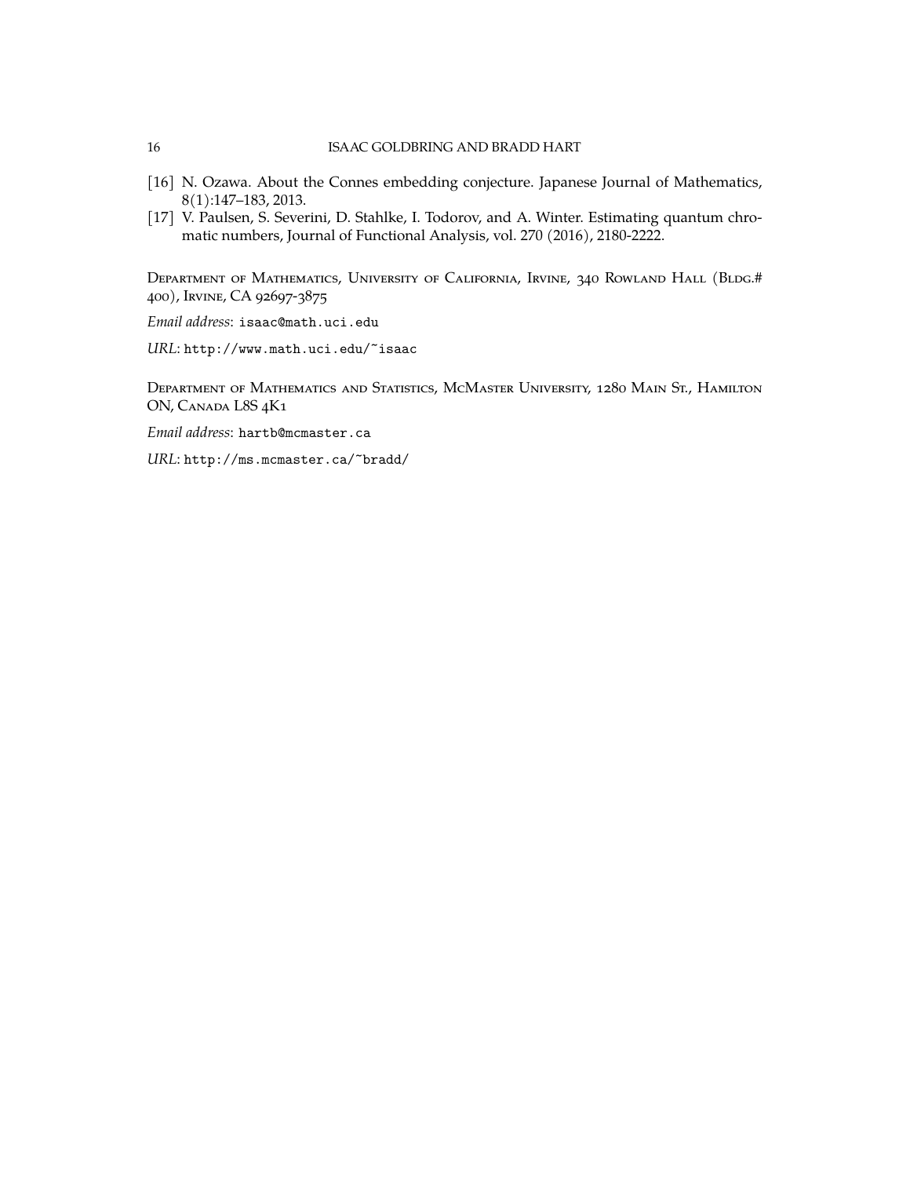[16] N. Ozawa. About the Connes embedding conjecture. Japanese Journal of Mathematics, 8(1):147–183, 2013.

[17] V. Paulsen, S. Severini, D. Stahlke, I. Todorov, and A. Winter. Estimating quantum chromatic numbers, Journal of Functional Analysis, vol. 270 (2016), 2180-2222.

Department of Mathematics, University of California, Irvine, 340 Rowland Hall (Bldg.# 400), Irvine, CA 92697-3875

*Email address*: isaac@math.uci.edu

*URL*: http://www.math.uci.edu/~isaac

Department of Mathematics and Statistics, McMaster University, 1280 Main St., Hamilton ON, Canada L8S 4K1

*Email address*: hartb@mcmaster.ca

*URL*: http://ms.mcmaster.ca/~bradd/